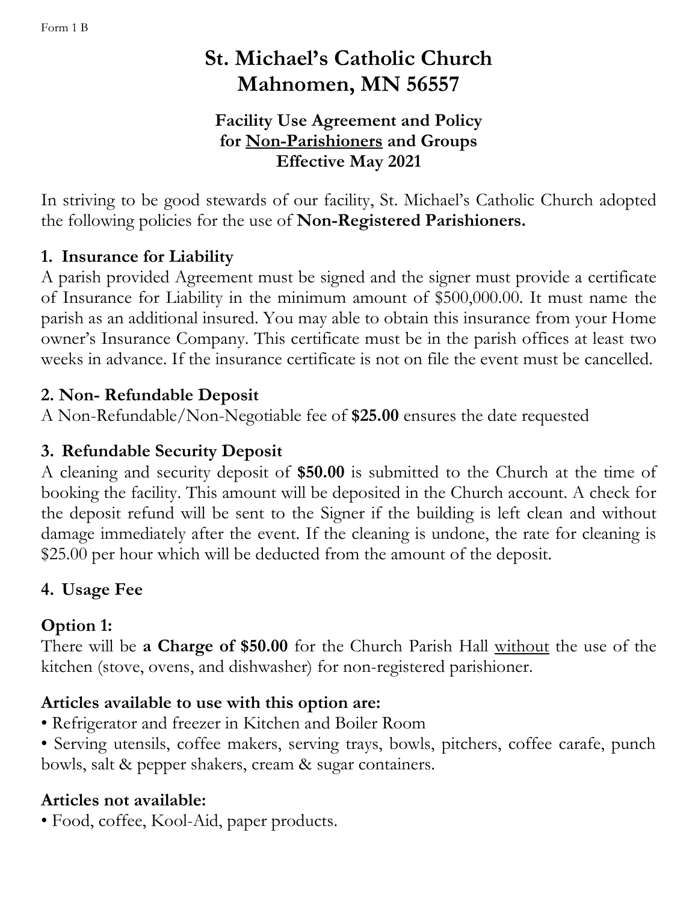Form 1 B

# St. Michael's Catholic Church
# Mahnomen, MN 56557

### Facility Use Agreement and Policy for Non-Parishioners and Groups Effective May 2021

In striving to be good stewards of our facility, St. Michael's Catholic Church adopted the following policies for the use of **Non-Registered Parishioners.**

## 1. Insurance for Liability

A parish provided Agreement must be signed and the signer must provide a certificate of Insurance for Liability in the minimum amount of $500,000.00. It must name the parish as an additional insured. You may able to obtain this insurance from your Home owner's Insurance Company. This certificate must be in the parish offices at least two weeks in advance. If the insurance certificate is not on file the event must be cancelled.

## 2. Non- Refundable Deposit

A Non-Refundable/Non-Negotiable fee of **$25.00** ensures the date requested

## 3. Refundable Security Deposit

A cleaning and security deposit of **$50.00** is submitted to the Church at the time of booking the facility. This amount will be deposited in the Church account. A check for the deposit refund will be sent to the Signer if the building is left clean and without damage immediately after the event. If the cleaning is undone, the rate for cleaning is $25.00 per hour which will be deducted from the amount of the deposit.

## 4. Usage Fee

### Option 1:

There will be **a Charge of $50.00** for the Church Parish Hall without the use of the kitchen (stove, ovens, and dishwasher) for non-registered parishioner.

**Articles available to use with this option are:**

- Refrigerator and freezer in Kitchen and Boiler Room
- Serving utensils, coffee makers, serving trays, bowls, pitchers, coffee carafe, punch bowls, salt & pepper shakers, cream & sugar containers.

**Articles not available:**

- Food, coffee, Kool-Aid, paper products.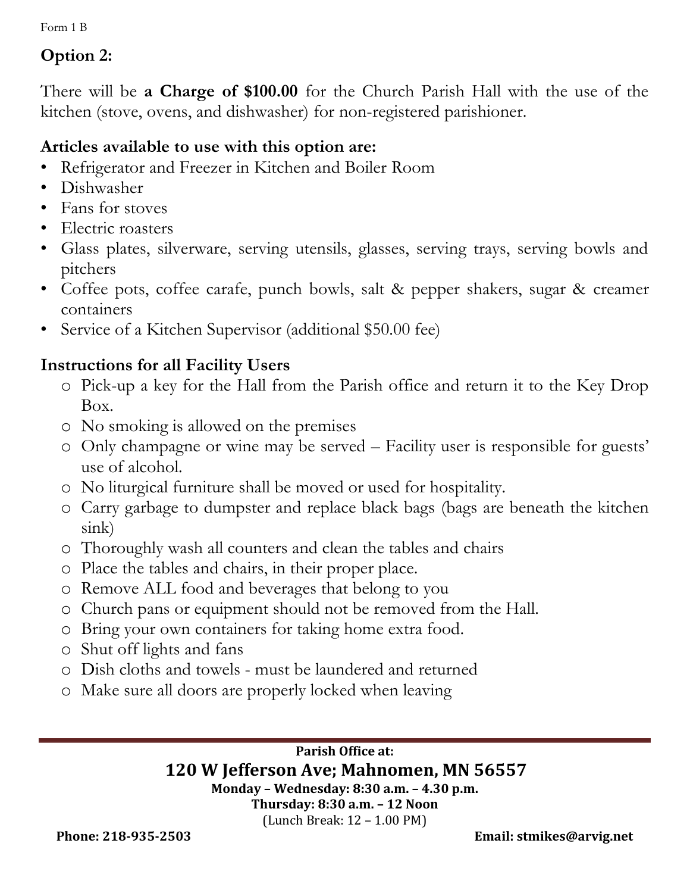Form 1 B

## Option 2:

There will be **a Charge of $100.00** for the Church Parish Hall with the use of the kitchen (stove, ovens, and dishwasher) for non-registered parishioner.

### Articles available to use with this option are:

- Refrigerator and Freezer in Kitchen and Boiler Room
- Dishwasher
- Fans for stoves
- Electric roasters
- Glass plates, silverware, serving utensils, glasses, serving trays, serving bowls and pitchers
- Coffee pots, coffee carafe, punch bowls, salt & pepper shakers, sugar & creamer containers
- Service of a Kitchen Supervisor (additional $50.00 fee)

### Instructions for all Facility Users

- Pick-up a key for the Hall from the Parish office and return it to the Key Drop Box.
- No smoking is allowed on the premises
- Only champagne or wine may be served – Facility user is responsible for guests' use of alcohol.
- No liturgical furniture shall be moved or used for hospitality.
- Carry garbage to dumpster and replace black bags (bags are beneath the kitchen sink)
- Thoroughly wash all counters and clean the tables and chairs
- Place the tables and chairs, in their proper place.
- Remove ALL food and beverages that belong to you
- Church pans or equipment should not be removed from the Hall.
- Bring your own containers for taking home extra food.
- Shut off lights and fans
- Dish cloths and towels - must be laundered and returned
- Make sure all doors are properly locked when leaving

---

**Parish Office at:**

**120 W Jefferson Ave; Mahnomen, MN 56557**

**Monday – Wednesday: 8:30 a.m. – 4.30 p.m.**

**Thursday: 8:30 a.m. – 12 Noon**

(Lunch Break: 12 – 1.00 PM)

**Phone: 218-935-2503** **Email: stmikes@arvig.net**